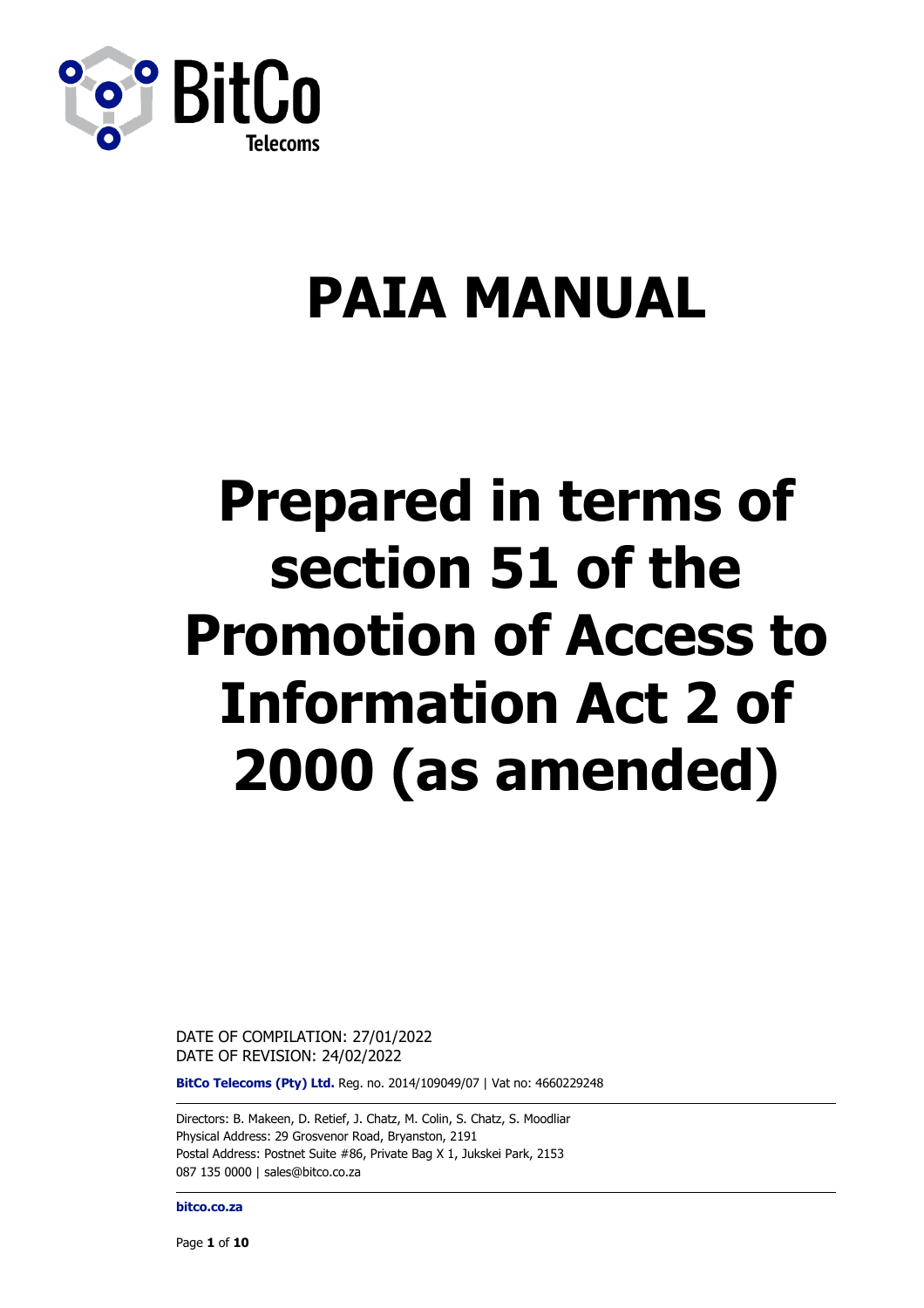# PAIA MANUAL

# Prepared in terms of section 51 of the Promotion of Access to Information Act 2 of 2000 (as amended)

DATE OF COMPILATION: 27/01/2022
DATE OF REVISION: 24/02/2022

**BitCo Telecoms (Pty) Ltd.** Reg. no. 2014/109049/07 | Vat no: 4660229248

Directors: B. Makeen, D. Retief, J. Chatz, M. Colin, S. Chatz, S. Moodliar
Physical Address: 29 Grosvenor Road, Bryanston, 2191
Postal Address: Postnet Suite #86, Private Bag X 1, Jukskei Park, 2153
087 135 0000 | sales@bitco.co.za

**bitco.co.za**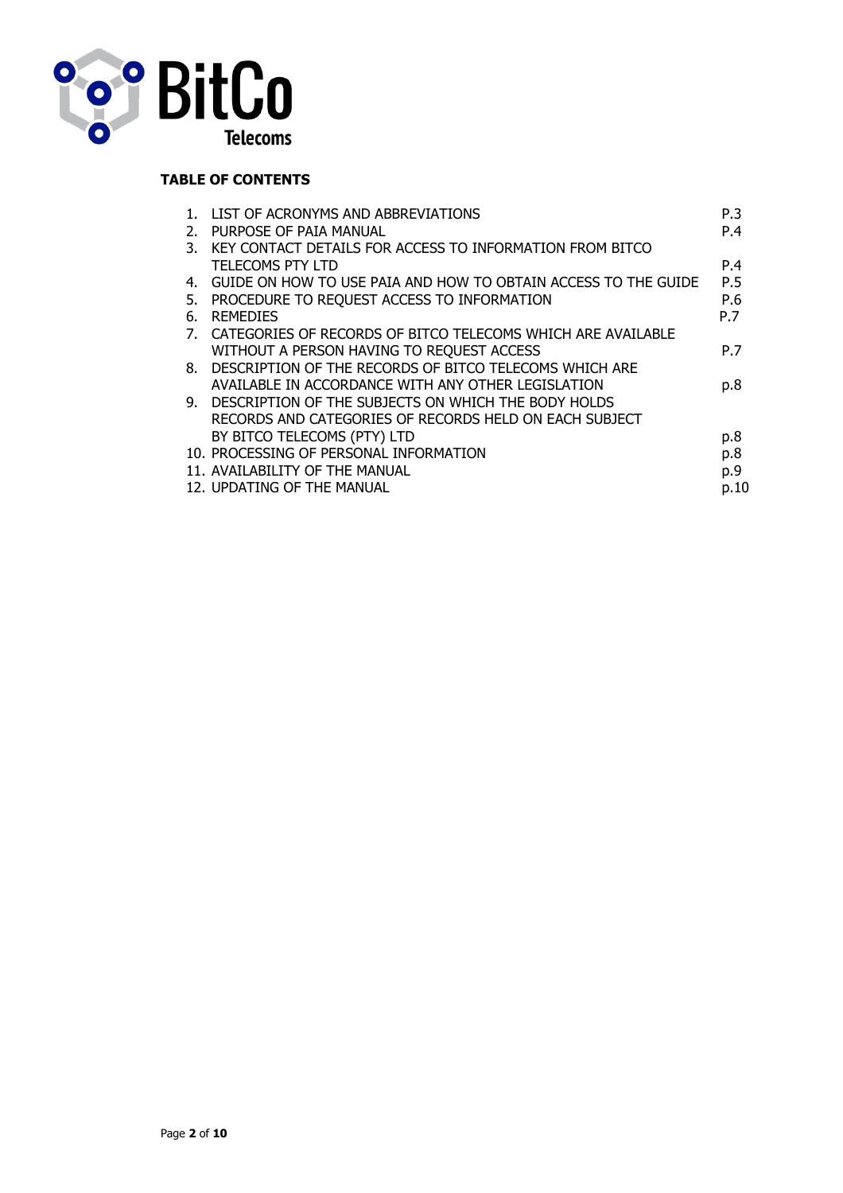**TABLE OF CONTENTS**

| | | |
|---|---|---|
| 1. | LIST OF ACRONYMS AND ABBREVIATIONS | P.3 |
| 2. | PURPOSE OF PAIA MANUAL | P.4 |
| 3. | KEY CONTACT DETAILS FOR ACCESS TO INFORMATION FROM BITCO TELECOMS PTY LTD | P.4 |
| 4. | GUIDE ON HOW TO USE PAIA AND HOW TO OBTAIN ACCESS TO THE GUIDE | P.5 |
| 5. | PROCEDURE TO REQUEST ACCESS TO INFORMATION | P.6 |
| 6. | REMEDIES | P.7 |
| 7. | CATEGORIES OF RECORDS OF BITCO TELECOMS WHICH ARE AVAILABLE WITHOUT A PERSON HAVING TO REQUEST ACCESS | P.7 |
| 8. | DESCRIPTION OF THE RECORDS OF BITCO TELECOMS WHICH ARE AVAILABLE IN ACCORDANCE WITH ANY OTHER LEGISLATION | p.8 |
| 9. | DESCRIPTION OF THE SUBJECTS ON WHICH THE BODY HOLDS RECORDS AND CATEGORIES OF RECORDS HELD ON EACH SUBJECT BY BITCO TELECOMS (PTY) LTD | p.8 |
| 10. | PROCESSING OF PERSONAL INFORMATION | p.8 |
| 11. | AVAILABILITY OF THE MANUAL | p.9 |
| 12. | UPDATING OF THE MANUAL | p.10 |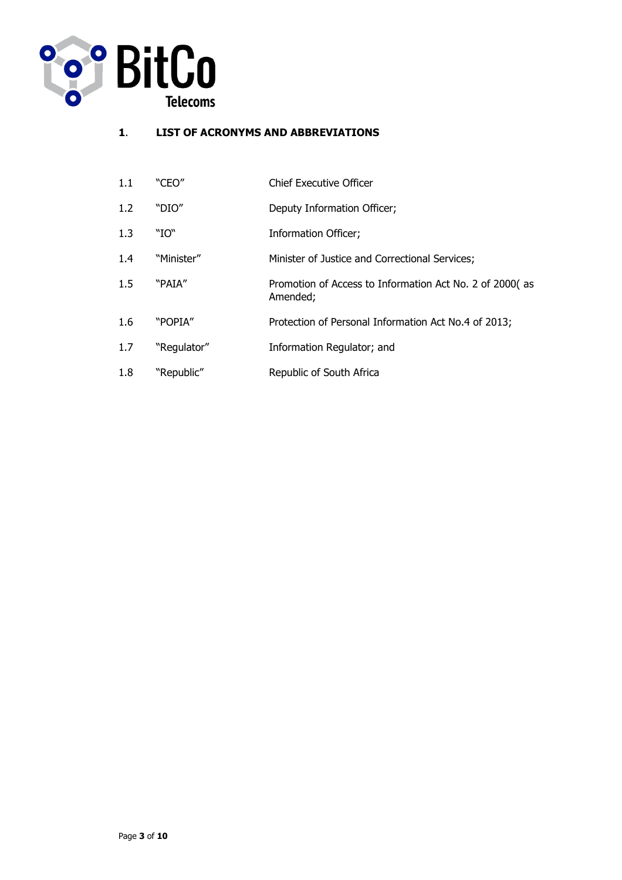## 1. LIST OF ACRONYMS AND ABBREVIATIONS

| | | |
|---|---|---|
| 1.1 | "CEO" | Chief Executive Officer |
| 1.2 | "DIO" | Deputy Information Officer; |
| 1.3 | "IO" | Information Officer; |
| 1.4 | "Minister" | Minister of Justice and Correctional Services; |
| 1.5 | "PAIA" | Promotion of Access to Information Act No. 2 of 2000( as Amended; |
| 1.6 | "POPIA" | Protection of Personal Information Act No.4 of 2013; |
| 1.7 | "Regulator" | Information Regulator; and |
| 1.8 | "Republic" | Republic of South Africa |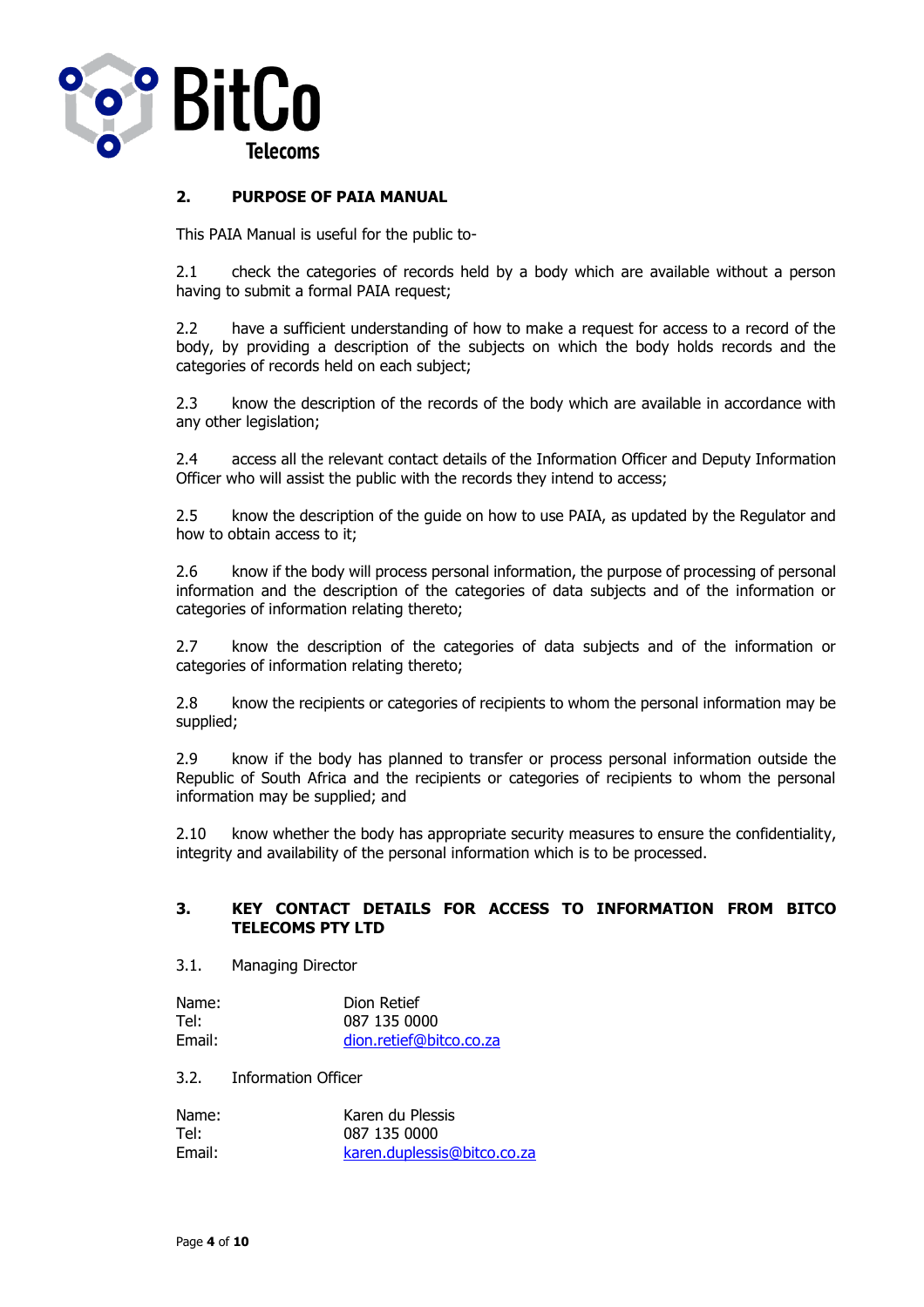## 2. PURPOSE OF PAIA MANUAL

This PAIA Manual is useful for the public to-

2.1 check the categories of records held by a body which are available without a person having to submit a formal PAIA request;

2.2 have a sufficient understanding of how to make a request for access to a record of the body, by providing a description of the subjects on which the body holds records and the categories of records held on each subject;

2.3 know the description of the records of the body which are available in accordance with any other legislation;

2.4 access all the relevant contact details of the Information Officer and Deputy Information Officer who will assist the public with the records they intend to access;

2.5 know the description of the guide on how to use PAIA, as updated by the Regulator and how to obtain access to it;

2.6 know if the body will process personal information, the purpose of processing of personal information and the description of the categories of data subjects and of the information or categories of information relating thereto;

2.7 know the description of the categories of data subjects and of the information or categories of information relating thereto;

2.8 know the recipients or categories of recipients to whom the personal information may be supplied;

2.9 know if the body has planned to transfer or process personal information outside the Republic of South Africa and the recipients or categories of recipients to whom the personal information may be supplied; and

2.10 know whether the body has appropriate security measures to ensure the confidentiality, integrity and availability of the personal information which is to be processed.

## 3. KEY CONTACT DETAILS FOR ACCESS TO INFORMATION FROM BITCO TELECOMS PTY LTD

3.1. Managing Director

Name: Dion Retief
Tel: 087 135 0000
Email: dion.retief@bitco.co.za

3.2. Information Officer

Name: Karen du Plessis
Tel: 087 135 0000
Email: karen.duplessis@bitco.co.za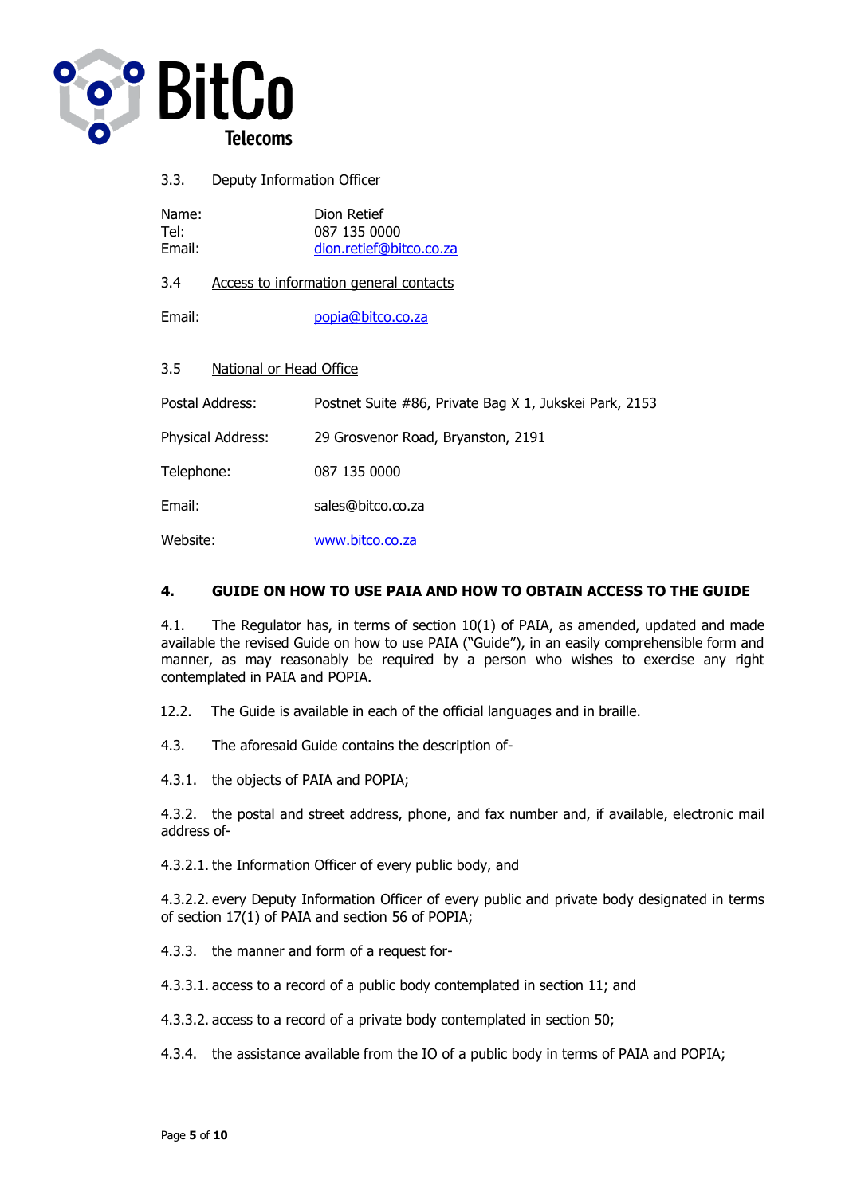3.3. Deputy Information Officer

Name: Dion Retief
Tel: 087 135 0000
Email: dion.retief@bitco.co.za

3.4 Access to information general contacts

Email: popia@bitco.co.za

3.5 National or Head Office

Postal Address: Postnet Suite #86, Private Bag X 1, Jukskei Park, 2153

Physical Address: 29 Grosvenor Road, Bryanston, 2191

Telephone: 087 135 0000

Email: sales@bitco.co.za

Website: www.bitco.co.za

## 4. GUIDE ON HOW TO USE PAIA AND HOW TO OBTAIN ACCESS TO THE GUIDE

4.1. The Regulator has, in terms of section 10(1) of PAIA, as amended, updated and made available the revised Guide on how to use PAIA ("Guide"), in an easily comprehensible form and manner, as may reasonably be required by a person who wishes to exercise any right contemplated in PAIA and POPIA.

12.2. The Guide is available in each of the official languages and in braille.

4.3. The aforesaid Guide contains the description of-

4.3.1. the objects of PAIA and POPIA;

4.3.2. the postal and street address, phone, and fax number and, if available, electronic mail address of-

4.3.2.1. the Information Officer of every public body, and

4.3.2.2. every Deputy Information Officer of every public and private body designated in terms of section 17(1) of PAIA and section 56 of POPIA;

4.3.3. the manner and form of a request for-

4.3.3.1. access to a record of a public body contemplated in section 11; and

4.3.3.2. access to a record of a private body contemplated in section 50;

4.3.4. the assistance available from the IO of a public body in terms of PAIA and POPIA;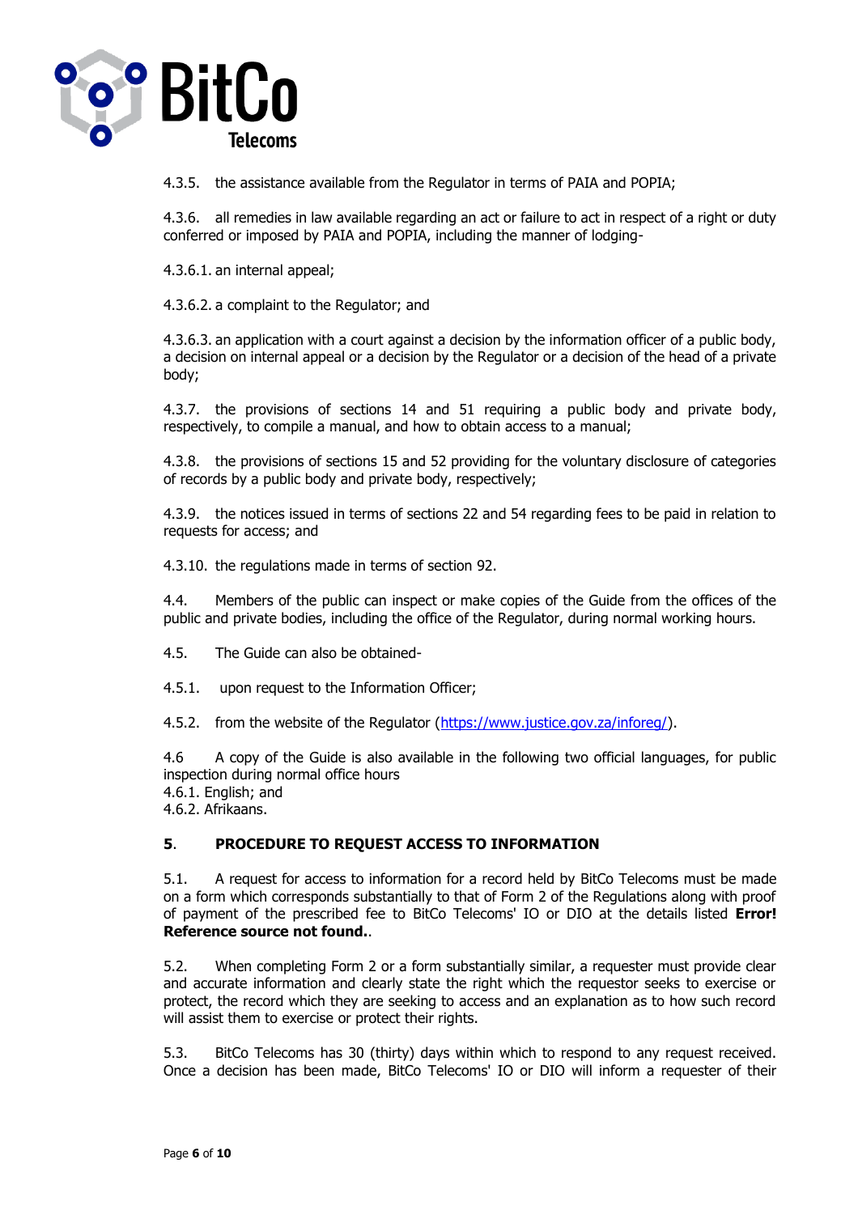4.3.5. the assistance available from the Regulator in terms of PAIA and POPIA;

4.3.6. all remedies in law available regarding an act or failure to act in respect of a right or duty conferred or imposed by PAIA and POPIA, including the manner of lodging-

4.3.6.1. an internal appeal;

4.3.6.2. a complaint to the Regulator; and

4.3.6.3. an application with a court against a decision by the information officer of a public body, a decision on internal appeal or a decision by the Regulator or a decision of the head of a private body;

4.3.7. the provisions of sections 14 and 51 requiring a public body and private body, respectively, to compile a manual, and how to obtain access to a manual;

4.3.8. the provisions of sections 15 and 52 providing for the voluntary disclosure of categories of records by a public body and private body, respectively;

4.3.9. the notices issued in terms of sections 22 and 54 regarding fees to be paid in relation to requests for access; and

4.3.10. the regulations made in terms of section 92.

4.4. Members of the public can inspect or make copies of the Guide from the offices of the public and private bodies, including the office of the Regulator, during normal working hours.

4.5. The Guide can also be obtained-

4.5.1. upon request to the Information Officer;

4.5.2. from the website of the Regulator (https://www.justice.gov.za/inforeg/).

4.6 A copy of the Guide is also available in the following two official languages, for public inspection during normal office hours
4.6.1. English; and
4.6.2. Afrikaans.

## 5. PROCEDURE TO REQUEST ACCESS TO INFORMATION

5.1. A request for access to information for a record held by BitCo Telecoms must be made on a form which corresponds substantially to that of Form 2 of the Regulations along with proof of payment of the prescribed fee to BitCo Telecoms' IO or DIO at the details listed **Error! Reference source not found.**.

5.2. When completing Form 2 or a form substantially similar, a requester must provide clear and accurate information and clearly state the right which the requestor seeks to exercise or protect, the record which they are seeking to access and an explanation as to how such record will assist them to exercise or protect their rights.

5.3. BitCo Telecoms has 30 (thirty) days within which to respond to any request received. Once a decision has been made, BitCo Telecoms' IO or DIO will inform a requester of their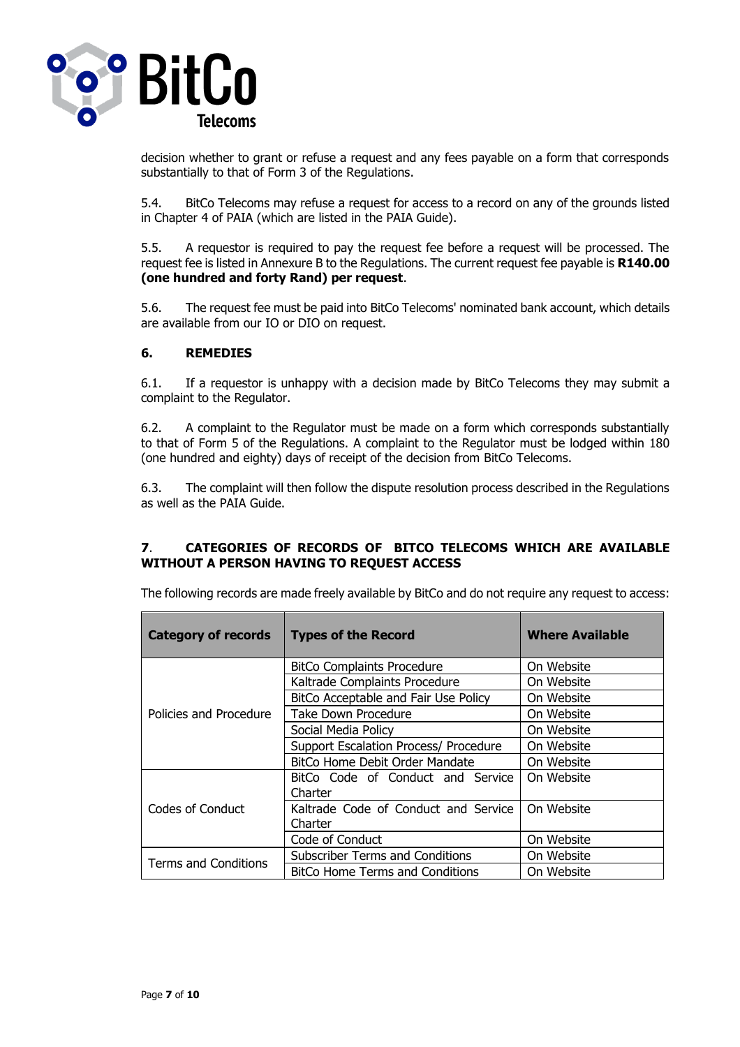decision whether to grant or refuse a request and any fees payable on a form that corresponds substantially to that of Form 3 of the Regulations.

5.4. BitCo Telecoms may refuse a request for access to a record on any of the grounds listed in Chapter 4 of PAIA (which are listed in the PAIA Guide).

5.5. A requestor is required to pay the request fee before a request will be processed. The request fee is listed in Annexure B to the Regulations. The current request fee payable is **R140.00 (one hundred and forty Rand) per request**.

5.6. The request fee must be paid into BitCo Telecoms' nominated bank account, which details are available from our IO or DIO on request.

## 6. REMEDIES

6.1. If a requestor is unhappy with a decision made by BitCo Telecoms they may submit a complaint to the Regulator.

6.2. A complaint to the Regulator must be made on a form which corresponds substantially to that of Form 5 of the Regulations. A complaint to the Regulator must be lodged within 180 (one hundred and eighty) days of receipt of the decision from BitCo Telecoms.

6.3. The complaint will then follow the dispute resolution process described in the Regulations as well as the PAIA Guide.

## 7. CATEGORIES OF RECORDS OF BITCO TELECOMS WHICH ARE AVAILABLE WITHOUT A PERSON HAVING TO REQUEST ACCESS

The following records are made freely available by BitCo and do not require any request to access:

| Category of records | Types of the Record | Where Available |
|---|---|---|
| Policies and Procedure | BitCo Complaints Procedure | On Website |
| | Kaltrade Complaints Procedure | On Website |
| | BitCo Acceptable and Fair Use Policy | On Website |
| | Take Down Procedure | On Website |
| | Social Media Policy | On Website |
| | Support Escalation Process/ Procedure | On Website |
| | BitCo Home Debit Order Mandate | On Website |
| Codes of Conduct | BitCo Code of Conduct and Service Charter | On Website |
| | Kaltrade Code of Conduct and Service Charter | On Website |
| | Code of Conduct | On Website |
| Terms and Conditions | Subscriber Terms and Conditions | On Website |
| | BitCo Home Terms and Conditions | On Website |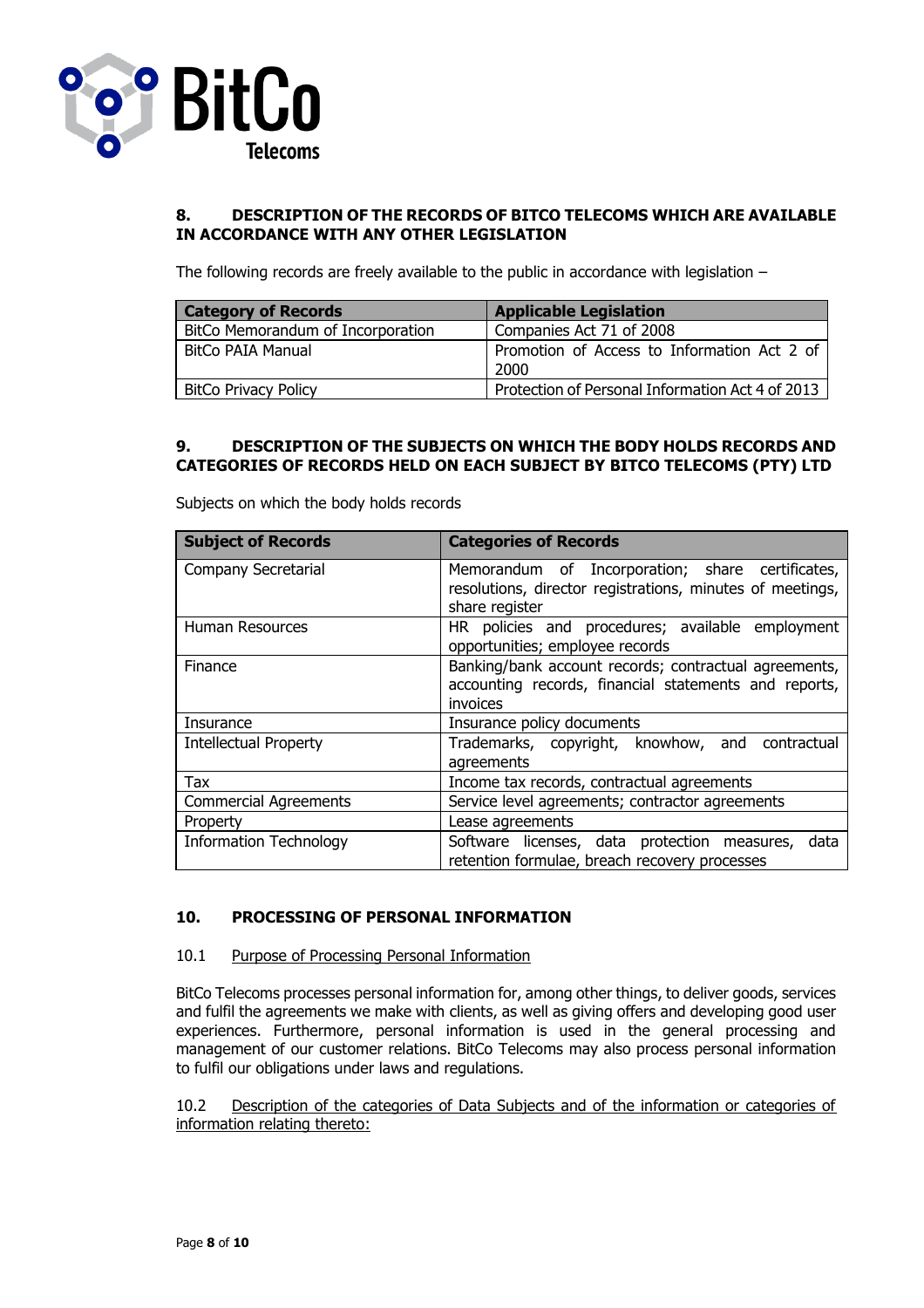## 8. DESCRIPTION OF THE RECORDS OF BITCO TELECOMS WHICH ARE AVAILABLE IN ACCORDANCE WITH ANY OTHER LEGISLATION

The following records are freely available to the public in accordance with legislation –

| Category of Records | Applicable Legislation |
|---|---|
| BitCo Memorandum of Incorporation | Companies Act 71 of 2008 |
| BitCo PAIA Manual | Promotion of Access to Information Act 2 of 2000 |
| BitCo Privacy Policy | Protection of Personal Information Act 4 of 2013 |

## 9. DESCRIPTION OF THE SUBJECTS ON WHICH THE BODY HOLDS RECORDS AND CATEGORIES OF RECORDS HELD ON EACH SUBJECT BY BITCO TELECOMS (PTY) LTD

Subjects on which the body holds records

| Subject of Records | Categories of Records |
|---|---|
| Company Secretarial | Memorandum of Incorporation; share certificates, resolutions, director registrations, minutes of meetings, share register |
| Human Resources | HR policies and procedures; available employment opportunities; employee records |
| Finance | Banking/bank account records; contractual agreements, accounting records, financial statements and reports, invoices |
| Insurance | Insurance policy documents |
| Intellectual Property | Trademarks, copyright, knowhow, and contractual agreements |
| Tax | Income tax records, contractual agreements |
| Commercial Agreements | Service level agreements; contractor agreements |
| Property | Lease agreements |
| Information Technology | Software licenses, data protection measures, data retention formulae, breach recovery processes |

## 10. PROCESSING OF PERSONAL INFORMATION

### 10.1 Purpose of Processing Personal Information

BitCo Telecoms processes personal information for, among other things, to deliver goods, services and fulfil the agreements we make with clients, as well as giving offers and developing good user experiences. Furthermore, personal information is used in the general processing and management of our customer relations. BitCo Telecoms may also process personal information to fulfil our obligations under laws and regulations.

### 10.2 Description of the categories of Data Subjects and of the information or categories of information relating thereto: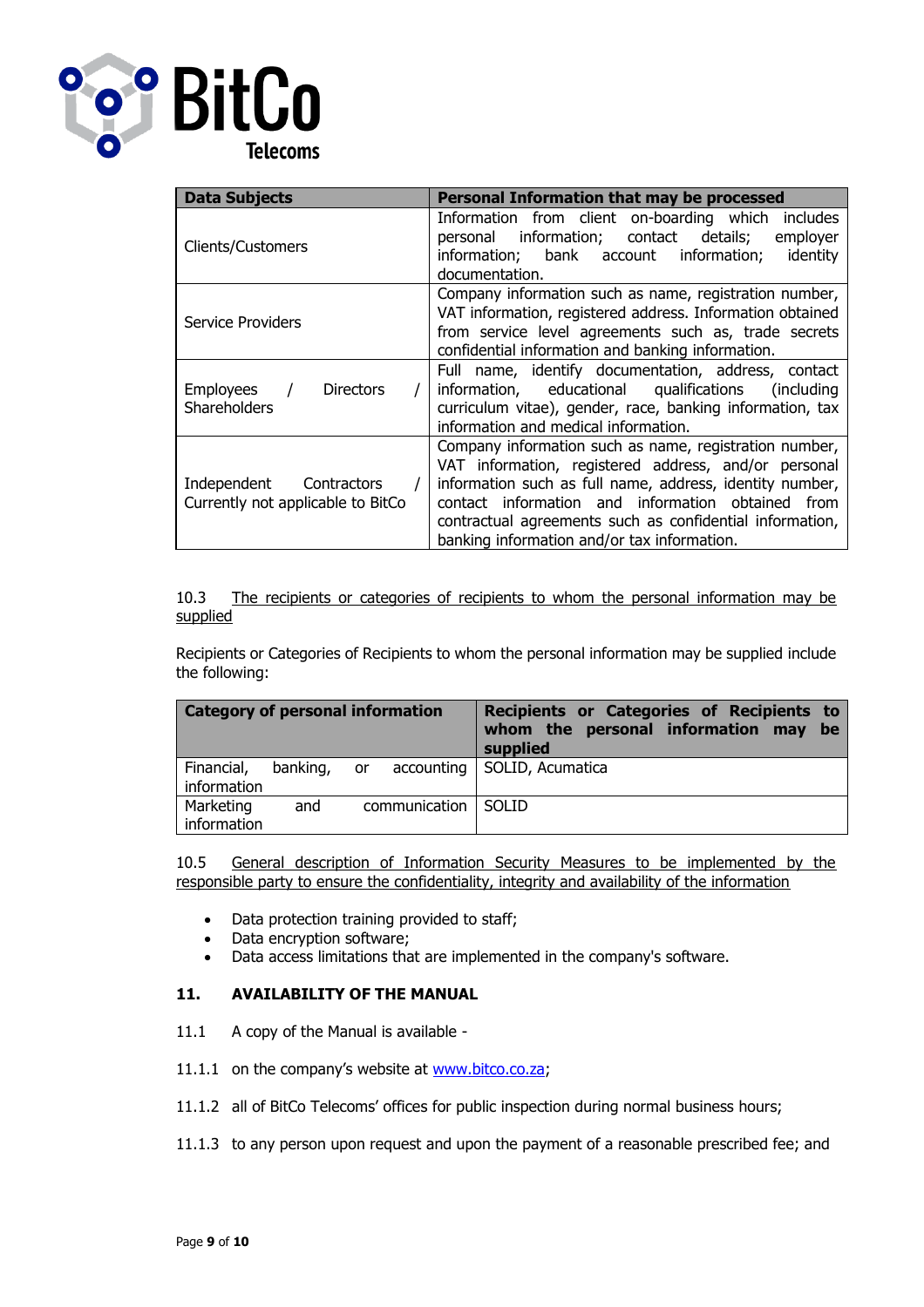| Data Subjects | Personal Information that may be processed |
|---|---|
| Clients/Customers | Information from client on-boarding which includes personal information; contact details; employer information; bank account information; identity documentation. |
| Service Providers | Company information such as name, registration number, VAT information, registered address. Information obtained from service level agreements such as, trade secrets confidential information and banking information. |
| Employees / Directors / Shareholders | Full name, identify documentation, address, contact information, educational qualifications (including curriculum vitae), gender, race, banking information, tax information and medical information. |
| Independent Contractors / Currently not applicable to BitCo | Company information such as name, registration number, VAT information, registered address, and/or personal information such as full name, address, identity number, contact information and information obtained from contractual agreements such as confidential information, banking information and/or tax information. |

10.3 The recipients or categories of recipients to whom the personal information may be supplied

Recipients or Categories of Recipients to whom the personal information may be supplied include the following:

| Category of personal information | Recipients or Categories of Recipients to whom the personal information may be supplied |
|---|---|
| Financial, banking, or accounting information | SOLID, Acumatica |
| Marketing and communication information | SOLID |

10.5 General description of Information Security Measures to be implemented by the responsible party to ensure the confidentiality, integrity and availability of the information

- Data protection training provided to staff;
- Data encryption software;
- Data access limitations that are implemented in the company's software.

## 11. AVAILABILITY OF THE MANUAL

11.1 A copy of the Manual is available -

11.1.1 on the company's website at www.bitco.co.za;

11.1.2 all of BitCo Telecoms' offices for public inspection during normal business hours;

11.1.3 to any person upon request and upon the payment of a reasonable prescribed fee; and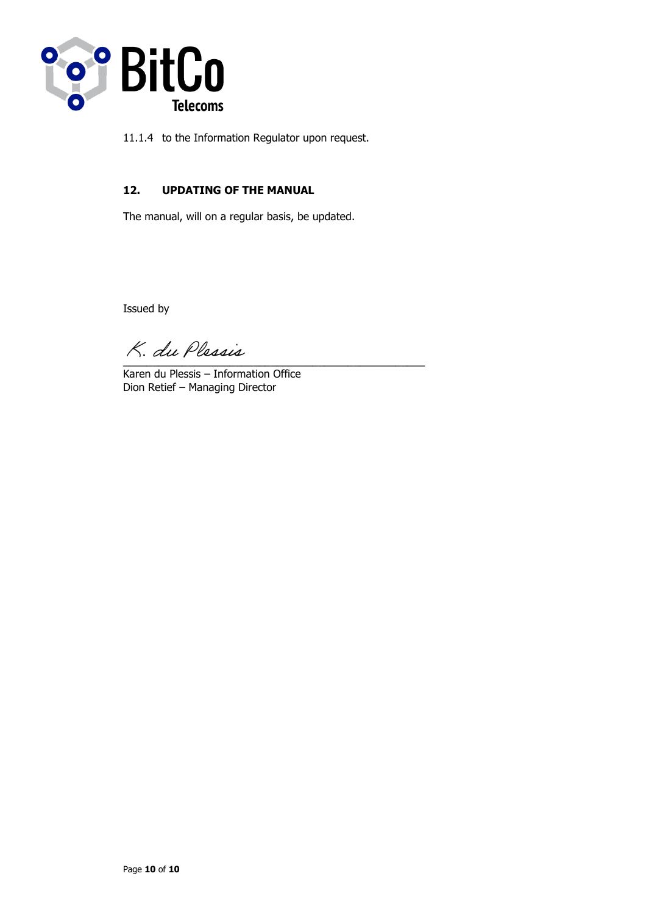11.1.4 to the Information Regulator upon request.

## 12. UPDATING OF THE MANUAL

The manual, will on a regular basis, be updated.

Issued by

K. du Plessis
\_\_\_\_\_\_\_\_\_\_\_\_\_\_\_\_\_\_\_\_\_\_\_\_\_\_\_\_\_\_\_\_\_\_\_\_\_\_\_\_\_\_\_\_

Karen du Plessis – Information Office
Dion Retief – Managing Director